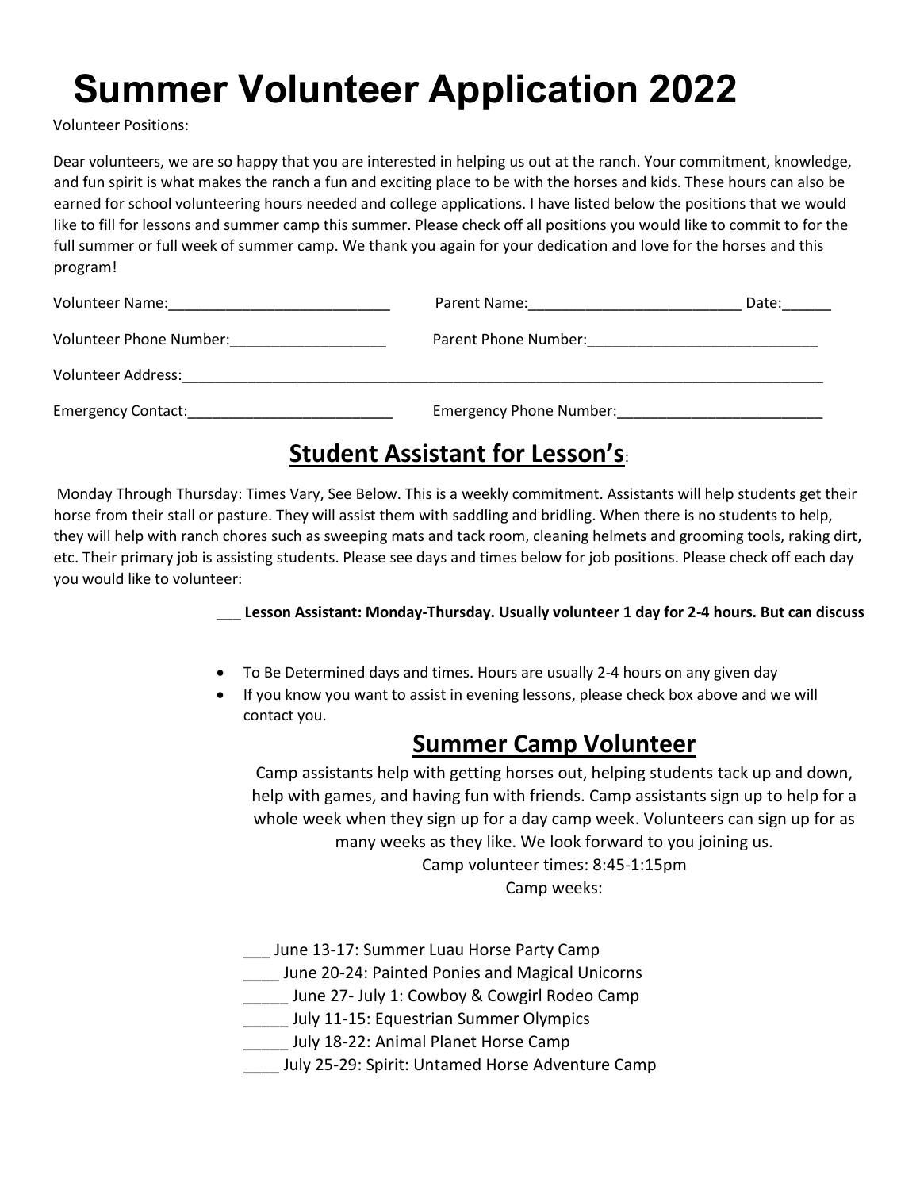# Summer Volunteer Application 2022

Volunteer Positions:

Dear volunteers, we are so happy that you are interested in helping us out at the ranch. Your commitment, knowledge, and fun spirit is what makes the ranch a fun and exciting place to be with the horses and kids. These hours can also be earned for school volunteering hours needed and college applications. I have listed below the positions that we would like to fill for lessons and summer camp this summer. Please check off all positions you would like to commit to for the full summer or full week of summer camp. We thank you again for your dedication and love for the horses and this program!

Volunteer Name:___________________________ Parent Name:__________________________ Date:______

Volunteer Phone Number:___________________ Parent Phone Number:____________________________

Volunteer Address:_________________________________________________________________________________

Emergency Contact:_________________________ Emergency Phone Number:_________________________

## Student Assistant for Lesson's:

Monday Through Thursday: Times Vary, See Below. This is a weekly commitment. Assistants will help students get their horse from their stall or pasture. They will assist them with saddling and bridling. When there is no students to help, they will help with ranch chores such as sweeping mats and tack room, cleaning helmets and grooming tools, raking dirt, etc. Their primary job is assisting students. Please see days and times below for job positions. Please check off each day you would like to volunteer:

___ **Lesson Assistant: Monday-Thursday. Usually volunteer 1 day for 2-4 hours. But can discuss**

- To Be Determined days and times. Hours are usually 2-4 hours on any given day
- If you know you want to assist in evening lessons, please check box above and we will contact you.

## Summer Camp Volunteer

Camp assistants help with getting horses out, helping students tack up and down, help with games, and having fun with friends. Camp assistants sign up to help for a whole week when they sign up for a day camp week. Volunteers can sign up for as many weeks as they like. We look forward to you joining us.

Camp volunteer times: 8:45-1:15pm

Camp weeks:

___ June 13-17: Summer Luau Horse Party Camp
____ June 20-24: Painted Ponies and Magical Unicorns
_____ June 27- July 1: Cowboy & Cowgirl Rodeo Camp
_____ July 11-15: Equestrian Summer Olympics
_____ July 18-22: Animal Planet Horse Camp
____ July 25-29: Spirit: Untamed Horse Adventure Camp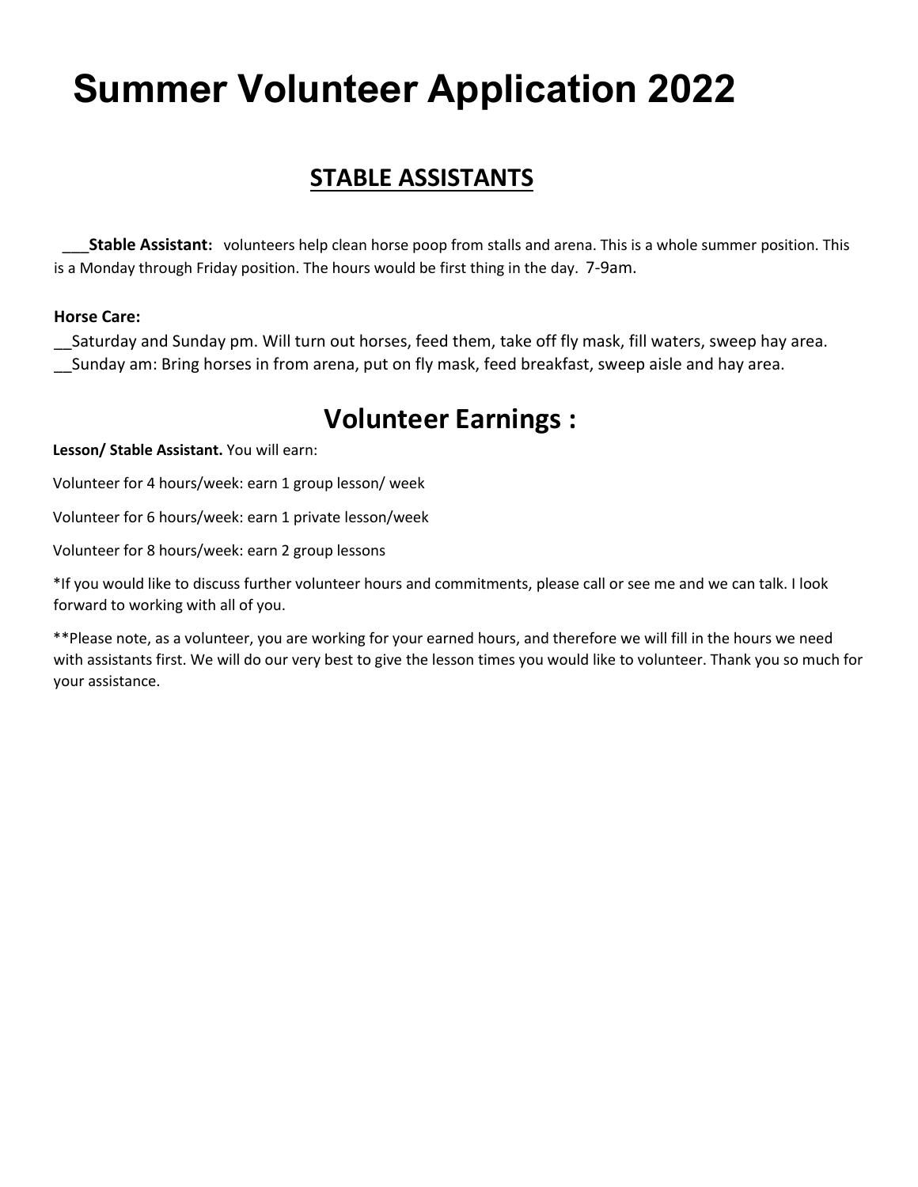# Summer Volunteer Application 2022

## STABLE ASSISTANTS

___**Stable Assistant:** volunteers help clean horse poop from stalls and arena. This is a whole summer position. This is a Monday through Friday position. The hours would be first thing in the day. 7-9am.

**Horse Care:**

__Saturday and Sunday pm. Will turn out horses, feed them, take off fly mask, fill waters, sweep hay area.

__Sunday am: Bring horses in from arena, put on fly mask, feed breakfast, sweep aisle and hay area.

## Volunteer Earnings :

**Lesson/ Stable Assistant.** You will earn:

Volunteer for 4 hours/week: earn 1 group lesson/ week

Volunteer for 6 hours/week: earn 1 private lesson/week

Volunteer for 8 hours/week: earn 2 group lessons

*If you would like to discuss further volunteer hours and commitments, please call or see me and we can talk. I look forward to working with all of you.

**Please note, as a volunteer, you are working for your earned hours, and therefore we will fill in the hours we need with assistants first. We will do our very best to give the lesson times you would like to volunteer. Thank you so much for your assistance.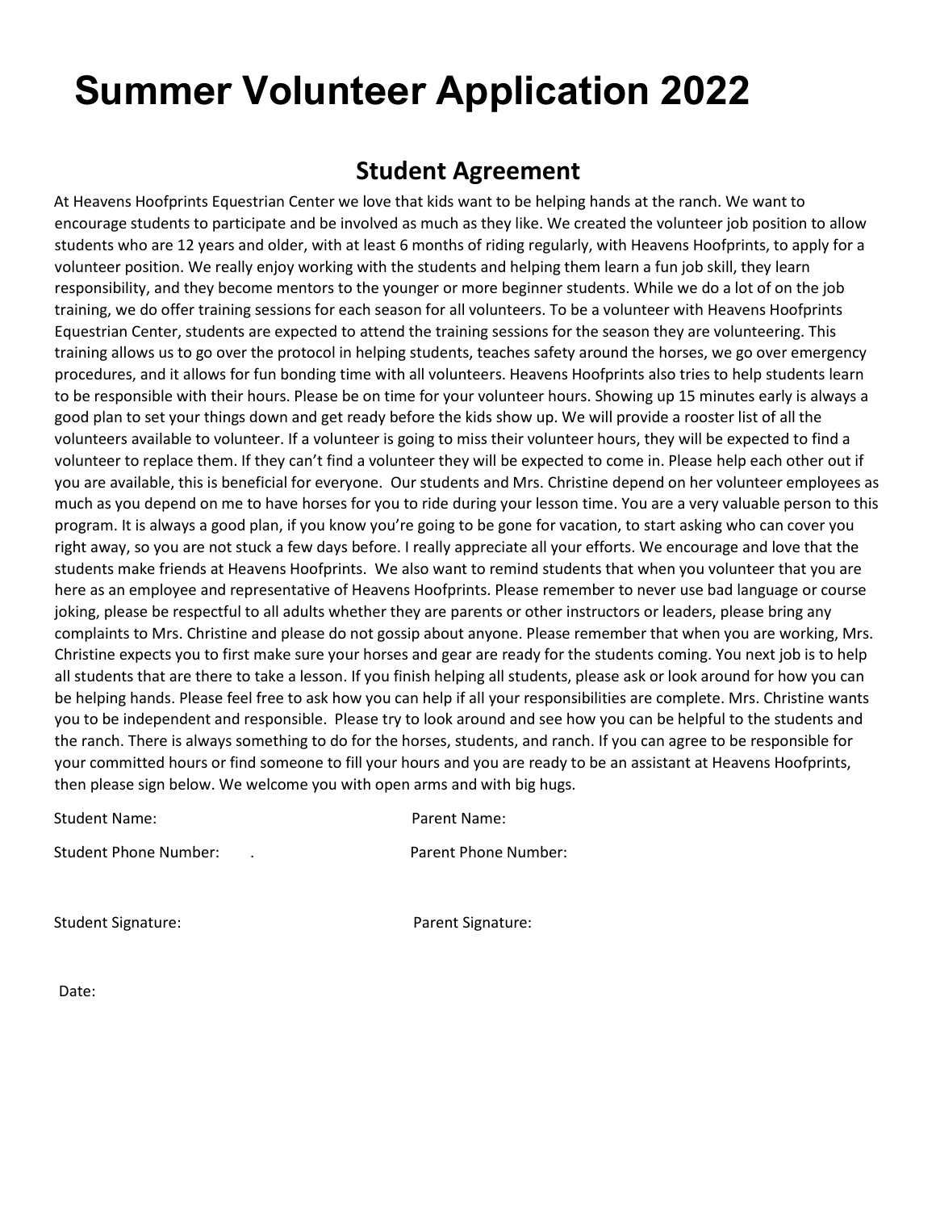# Summer Volunteer Application 2022

## Student Agreement

At Heavens Hoofprints Equestrian Center we love that kids want to be helping hands at the ranch. We want to encourage students to participate and be involved as much as they like. We created the volunteer job position to allow students who are 12 years and older, with at least 6 months of riding regularly, with Heavens Hoofprints, to apply for a volunteer position. We really enjoy working with the students and helping them learn a fun job skill, they learn responsibility, and they become mentors to the younger or more beginner students. While we do a lot of on the job training, we do offer training sessions for each season for all volunteers. To be a volunteer with Heavens Hoofprints Equestrian Center, students are expected to attend the training sessions for the season they are volunteering. This training allows us to go over the protocol in helping students, teaches safety around the horses, we go over emergency procedures, and it allows for fun bonding time with all volunteers. Heavens Hoofprints also tries to help students learn to be responsible with their hours. Please be on time for your volunteer hours. Showing up 15 minutes early is always a good plan to set your things down and get ready before the kids show up. We will provide a rooster list of all the volunteers available to volunteer. If a volunteer is going to miss their volunteer hours, they will be expected to find a volunteer to replace them. If they can't find a volunteer they will be expected to come in. Please help each other out if you are available, this is beneficial for everyone. Our students and Mrs. Christine depend on her volunteer employees as much as you depend on me to have horses for you to ride during your lesson time. You are a very valuable person to this program. It is always a good plan, if you know you're going to be gone for vacation, to start asking who can cover you right away, so you are not stuck a few days before. I really appreciate all your efforts. We encourage and love that the students make friends at Heavens Hoofprints. We also want to remind students that when you volunteer that you are here as an employee and representative of Heavens Hoofprints. Please remember to never use bad language or course joking, please be respectful to all adults whether they are parents or other instructors or leaders, please bring any complaints to Mrs. Christine and please do not gossip about anyone. Please remember that when you are working, Mrs. Christine expects you to first make sure your horses and gear are ready for the students coming. You next job is to help all students that are there to take a lesson. If you finish helping all students, please ask or look around for how you can be helping hands. Please feel free to ask how you can help if all your responsibilities are complete. Mrs. Christine wants you to be independent and responsible. Please try to look around and see how you can be helpful to the students and the ranch. There is always something to do for the horses, students, and ranch. If you can agree to be responsible for your committed hours or find someone to fill your hours and you are ready to be an assistant at Heavens Hoofprints, then please sign below. We welcome you with open arms and with big hugs.

Student Name: Parent Name:

Student Phone Number: . Parent Phone Number:

Student Signature: Parent Signature:

Date: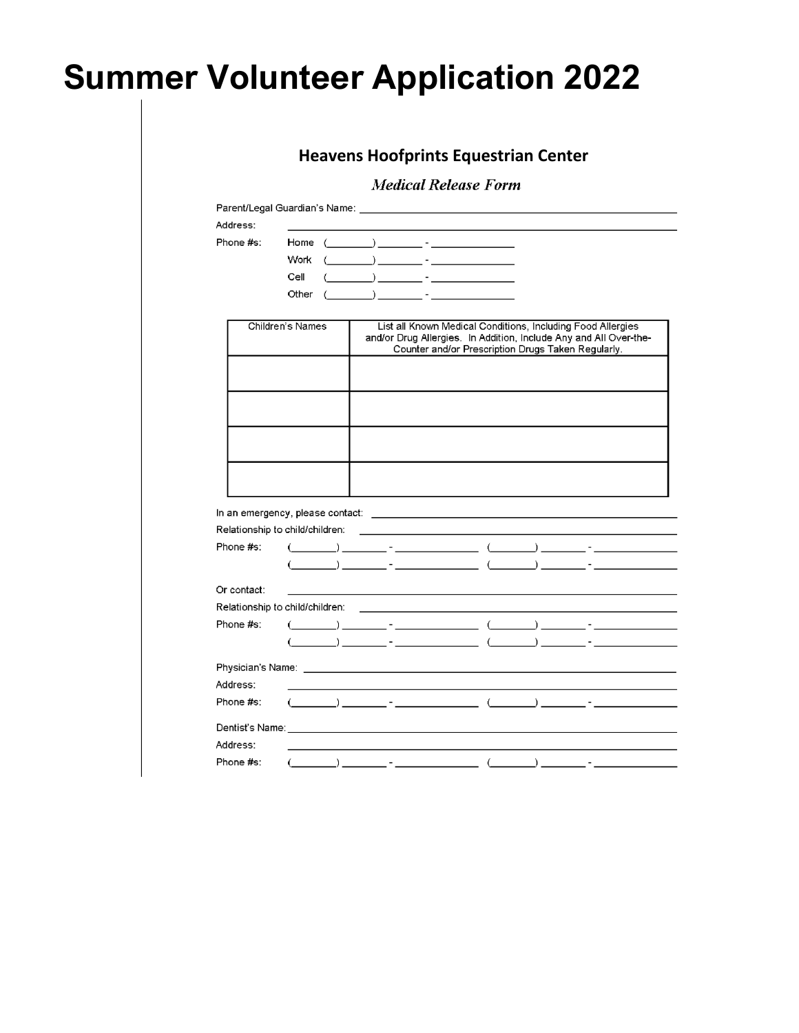# Summer Volunteer Application 2022

## Heavens Hoofprints Equestrian Center

### *Medical Release Form*

Parent/Legal Guardian's Name: ____________________________________________

Address: ____________________________________________

Phone #s:
- Home (________) ________ - ______________
- Work (________) ________ - ______________
- Cell (________) ________ - ______________
- Other (________) ________ - ______________

| Children's Names | List all Known Medical Conditions, Including Food Allergies and/or Drug Allergies. In Addition, Include Any and All Over-the-Counter and/or Prescription Drugs Taken Regularly. |
|---|---|
| | |
| | |
| | |
| | |

In an emergency, please contact: ____________________________________________

Relationship to child/children: ____________________________________________

Phone #s: (________) ________ - ______________ (________) ________ - ______________

(________) ________ - ______________ (________) ________ - ______________

Or contact: ____________________________________________

Relationship to child/children: ____________________________________________

Phone #s: (________) ________ - ______________ (________) ________ - ______________

(________) ________ - ______________ (________) ________ - ______________

Physician's Name: ____________________________________________

Address: ____________________________________________

Phone #s: (________) ________ - ______________ (________) ________ - ______________

Dentist's Name: ____________________________________________

Address: ____________________________________________

Phone #s: (________) ________ - ______________ (________) ________ - ______________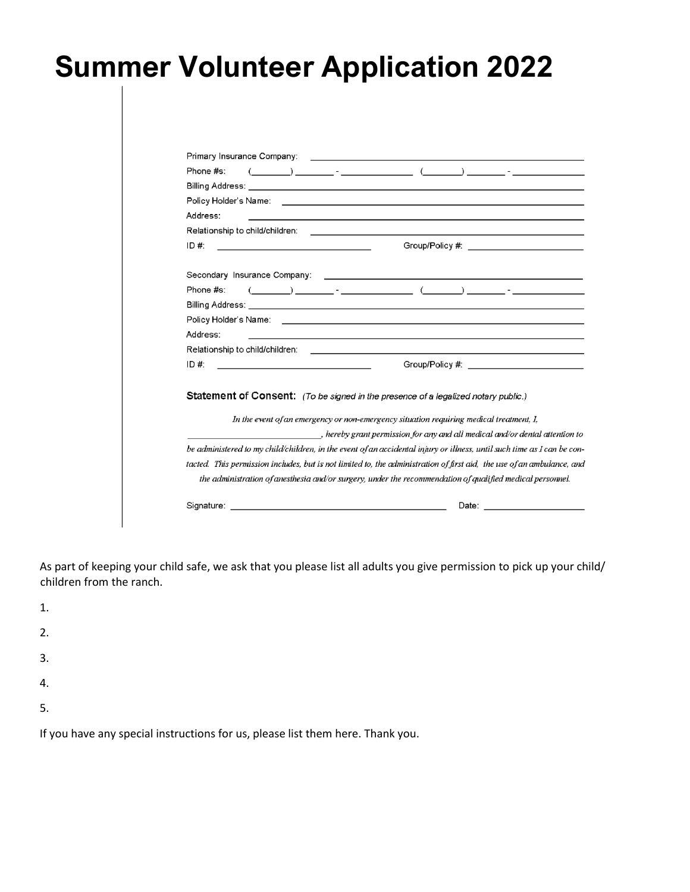# Summer Volunteer Application 2022

Primary Insurance Company: ______________________________

Phone #s: (______) ______ - ____________ (______) ______ - ____________

Billing Address: ______________________________

Policy Holder's Name: ______________________________

Address: ______________________________

Relationship to child/children: ______________________________

ID #: ____________________ Group/Policy #: ____________________

Secondary Insurance Company: ______________________________

Phone #s: (______) ______ - ____________ (______) ______ - ____________

Billing Address: ______________________________

Policy Holder's Name: ______________________________

Address: ______________________________

Relationship to child/children: ______________________________

ID #: ____________________ Group/Policy #: ____________________

**Statement of Consent:** *(To be signed in the presence of a legalized notary public.)*

*In the event of an emergency or non-emergency situation requiring medical treatment, I, ____________________, hereby grant permission for any and all medical and/or dental attention to be administered to my child/children, in the event of an accidental injury or illness, until such time as I can be contacted. This permission includes, but is not limited to, the administration of first aid, the use of an ambulance, and the administration of anesthesia and/or surgery, under the recommendation of qualified medical personnel.*

Signature: ______________________________ Date: ____________________

As part of keeping your child safe, we ask that you please list all adults you give permission to pick up your child/ children from the ranch.

1.

2.

3.

4.

5.

If you have any special instructions for us, please list them here. Thank you.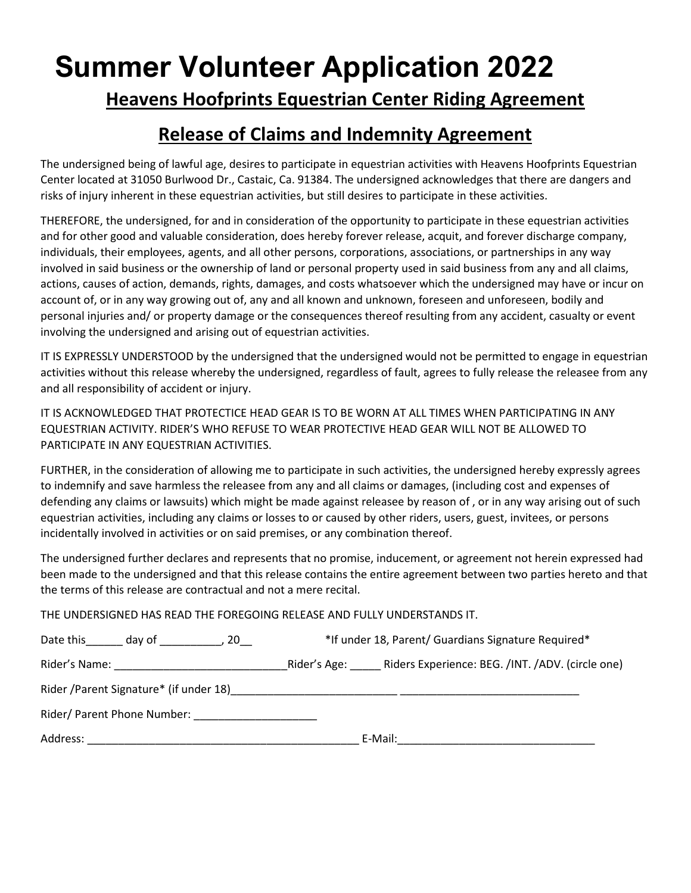# Summer Volunteer Application 2022

## Heavens Hoofprints Equestrian Center Riding Agreement

## Release of Claims and Indemnity Agreement

The undersigned being of lawful age, desires to participate in equestrian activities with Heavens Hoofprints Equestrian Center located at 31050 Burlwood Dr., Castaic, Ca. 91384. The undersigned acknowledges that there are dangers and risks of injury inherent in these equestrian activities, but still desires to participate in these activities.

THEREFORE, the undersigned, for and in consideration of the opportunity to participate in these equestrian activities and for other good and valuable consideration, does hereby forever release, acquit, and forever discharge company, individuals, their employees, agents, and all other persons, corporations, associations, or partnerships in any way involved in said business or the ownership of land or personal property used in said business from any and all claims, actions, causes of action, demands, rights, damages, and costs whatsoever which the undersigned may have or incur on account of, or in any way growing out of, any and all known and unknown, foreseen and unforeseen, bodily and personal injuries and/ or property damage or the consequences thereof resulting from any accident, casualty or event involving the undersigned and arising out of equestrian activities.

IT IS EXPRESSLY UNDERSTOOD by the undersigned that the undersigned would not be permitted to engage in equestrian activities without this release whereby the undersigned, regardless of fault, agrees to fully release the releasee from any and all responsibility of accident or injury.

IT IS ACKNOWLEDGED THAT PROTECTICE HEAD GEAR IS TO BE WORN AT ALL TIMES WHEN PARTICIPATING IN ANY EQUESTRIAN ACTIVITY. RIDER'S WHO REFUSE TO WEAR PROTECTIVE HEAD GEAR WILL NOT BE ALLOWED TO PARTICIPATE IN ANY EQUESTRIAN ACTIVITIES.

FURTHER, in the consideration of allowing me to participate in such activities, the undersigned hereby expressly agrees to indemnify and save harmless the releasee from any and all claims or damages, (including cost and expenses of defending any claims or lawsuits) which might be made against releasee by reason of , or in any way arising out of such equestrian activities, including any claims or losses to or caused by other riders, users, guest, invitees, or persons incidentally involved in activities or on said premises, or any combination thereof.

The undersigned further declares and represents that no promise, inducement, or agreement not herein expressed had been made to the undersigned and that this release contains the entire agreement between two parties hereto and that the terms of this release are contractual and not a mere recital.

THE UNDERSIGNED HAS READ THE FOREGOING RELEASE AND FULLY UNDERSTANDS IT.

Date this______ day of __________, 20__ *If under 18, Parent/ Guardians Signature Required*

Rider's Name: ____________________________Rider's Age: _____ Riders Experience: BEG. /INT. /ADV. (circle one)

Rider /Parent Signature* (if under 18)___________________________ ______________________________

Rider/ Parent Phone Number: ____________________

Address: ____________________________________________ E-Mail:________________________________